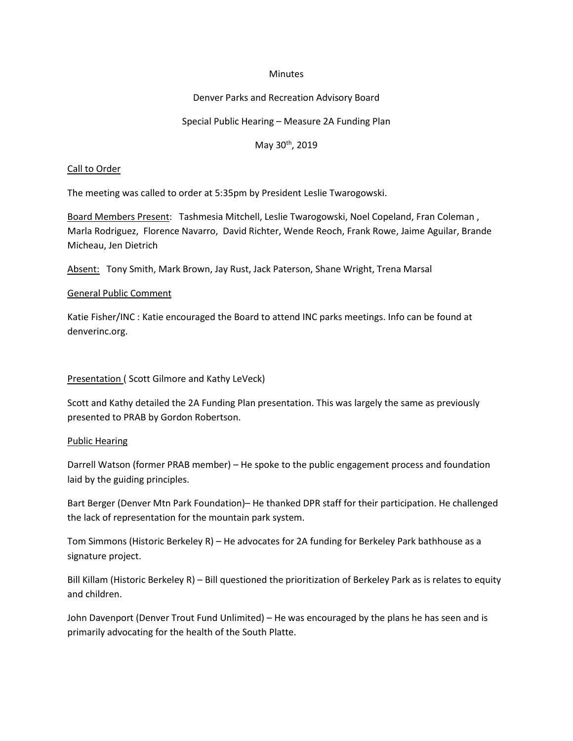Minutes

Denver Parks and Recreation Advisory Board

Special Public Hearing – Measure 2A Funding Plan

May 30th, 2019

## Call to Order

The meeting was called to order at 5:35pm by President Leslie Twarogowski.

Board Members Present: Tashmesia Mitchell, Leslie Twarogowski, Noel Copeland, Fran Coleman , Marla Rodriguez, Florence Navarro, David Richter, Wende Reoch, Frank Rowe, Jaime Aguilar, Brande Micheau, Jen Dietrich

Absent: Tony Smith, Mark Brown, Jay Rust, Jack Paterson, Shane Wright, Trena Marsal

## General Public Comment

Katie Fisher/INC : Katie encouraged the Board to attend INC parks meetings. Info can be found at denverinc.org.

## Presentation ( Scott Gilmore and Kathy LeVeck)

Scott and Kathy detailed the 2A Funding Plan presentation. This was largely the same as previously presented to PRAB by Gordon Robertson.

## Public Hearing

Darrell Watson (former PRAB member) – He spoke to the public engagement process and foundation laid by the guiding principles.

Bart Berger (Denver Mtn Park Foundation)– He thanked DPR staff for their participation. He challenged the lack of representation for the mountain park system.

Tom Simmons (Historic Berkeley R) – He advocates for 2A funding for Berkeley Park bathhouse as a signature project.

Bill Killam (Historic Berkeley R) – Bill questioned the prioritization of Berkeley Park as is relates to equity and children.

John Davenport (Denver Trout Fund Unlimited) – He was encouraged by the plans he has seen and is primarily advocating for the health of the South Platte.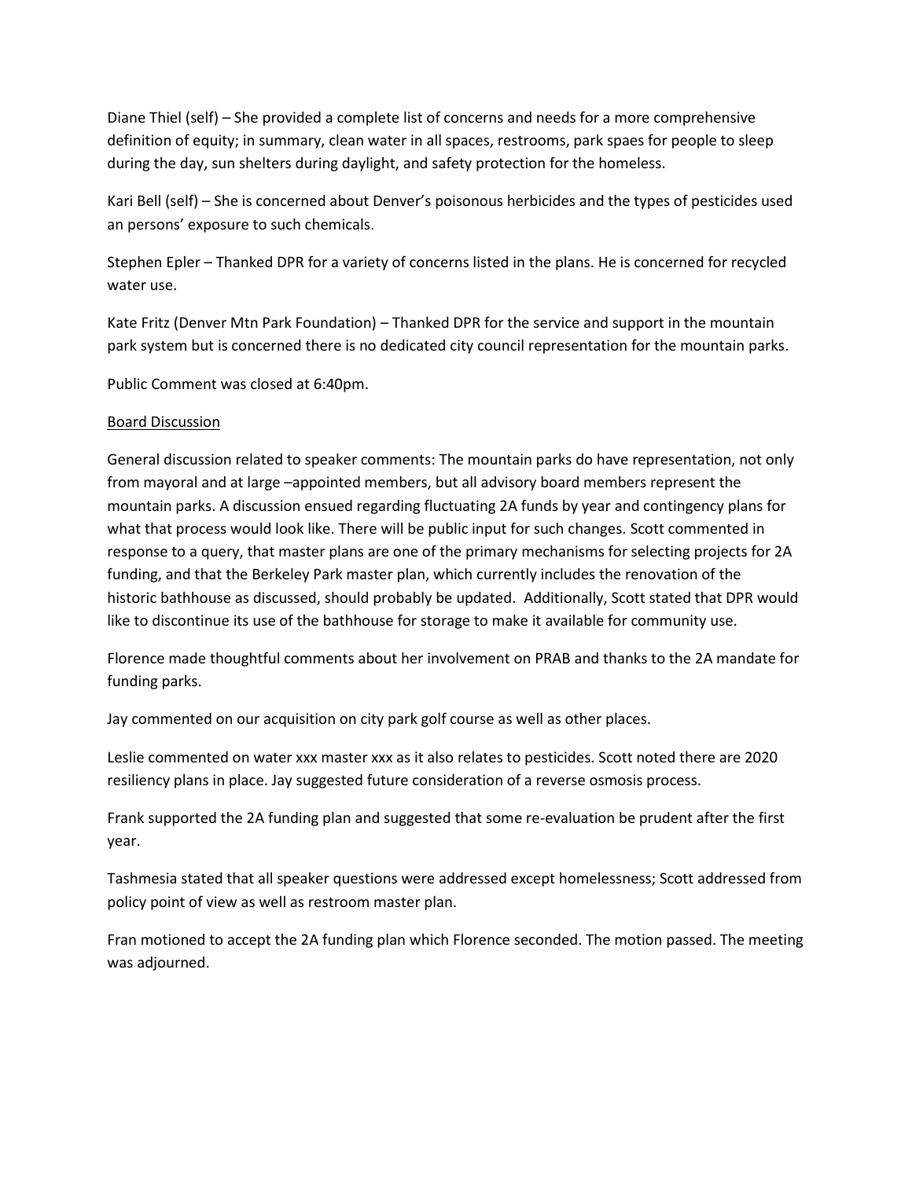Diane Thiel (self) – She provided a complete list of concerns and needs for a more comprehensive definition of equity; in summary, clean water in all spaces, restrooms, park spaes for people to sleep during the day, sun shelters during daylight, and safety protection for the homeless.

Kari Bell (self) – She is concerned about Denver's poisonous herbicides and the types of pesticides used an persons' exposure to such chemicals.

Stephen Epler – Thanked DPR for a variety of concerns listed in the plans. He is concerned for recycled water use.

Kate Fritz (Denver Mtn Park Foundation) – Thanked DPR for the service and support in the mountain park system but is concerned there is no dedicated city council representation for the mountain parks.

Public Comment was closed at 6:40pm.

Board Discussion

General discussion related to speaker comments: The mountain parks do have representation, not only from mayoral and at large –appointed members, but all advisory board members represent the mountain parks. A discussion ensued regarding fluctuating 2A funds by year and contingency plans for what that process would look like. There will be public input for such changes. Scott commented in response to a query, that master plans are one of the primary mechanisms for selecting projects for 2A funding, and that the Berkeley Park master plan, which currently includes the renovation of the historic bathhouse as discussed, should probably be updated. Additionally, Scott stated that DPR would like to discontinue its use of the bathhouse for storage to make it available for community use.

Florence made thoughtful comments about her involvement on PRAB and thanks to the 2A mandate for funding parks.

Jay commented on our acquisition on city park golf course as well as other places.

Leslie commented on water xxx master xxx as it also relates to pesticides. Scott noted there are 2020 resiliency plans in place. Jay suggested future consideration of a reverse osmosis process.

Frank supported the 2A funding plan and suggested that some re-evaluation be prudent after the first year.

Tashmesia stated that all speaker questions were addressed except homelessness; Scott addressed from policy point of view as well as restroom master plan.

Fran motioned to accept the 2A funding plan which Florence seconded. The motion passed. The meeting was adjourned.